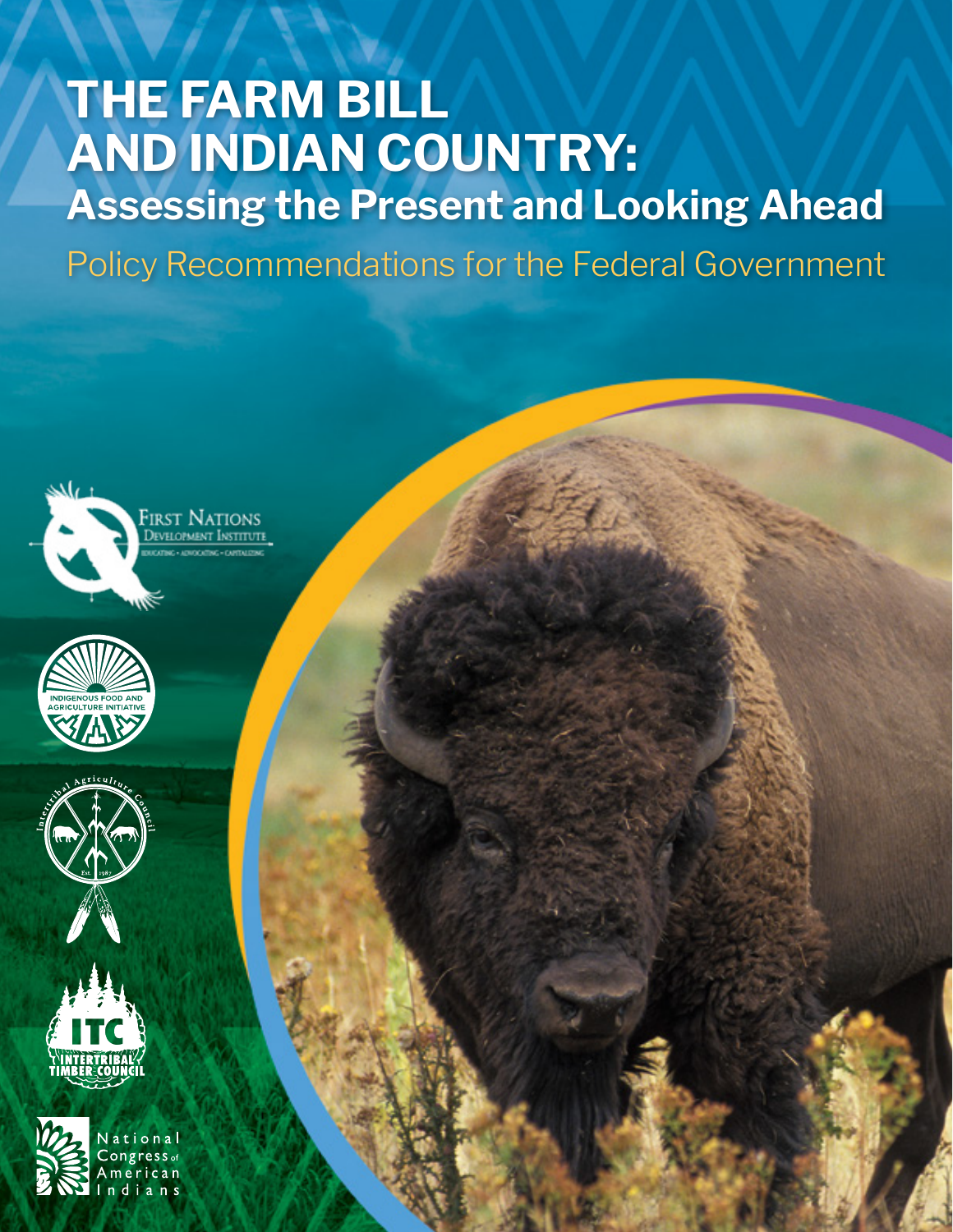# THE FARM BILL AND INDIAN COUNTRY: Assessing the Present and Looking Ahead

## Policy Recommendations for the Federal Government

First Nations Development Institute
EDUCATING • ADVOCATING • CAPITALIZING

Indigenous Food and Agriculture Initiative

Intertribal Agriculture Council
Est. 1987

ITC
Intertribal Timber Council

National Congress of American Indians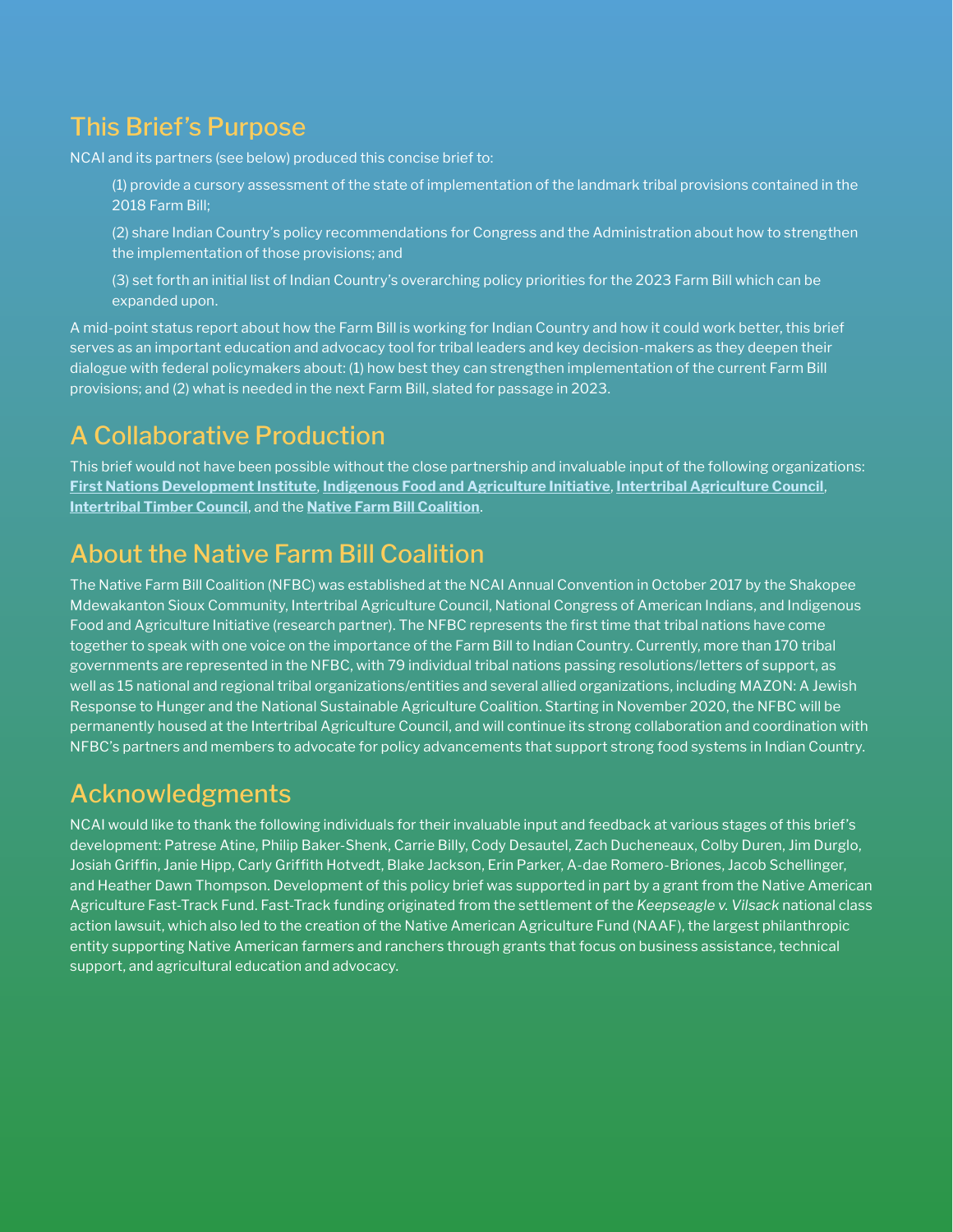## This Brief's Purpose

NCAI and its partners (see below) produced this concise brief to:

(1) provide a cursory assessment of the state of implementation of the landmark tribal provisions contained in the 2018 Farm Bill;

(2) share Indian Country's policy recommendations for Congress and the Administration about how to strengthen the implementation of those provisions; and

(3) set forth an initial list of Indian Country's overarching policy priorities for the 2023 Farm Bill which can be expanded upon.

A mid-point status report about how the Farm Bill is working for Indian Country and how it could work better, this brief serves as an important education and advocacy tool for tribal leaders and key decision-makers as they deepen their dialogue with federal policymakers about: (1) how best they can strengthen implementation of the current Farm Bill provisions; and (2) what is needed in the next Farm Bill, slated for passage in 2023.

## A Collaborative Production

This brief would not have been possible without the close partnership and invaluable input of the following organizations: **First Nations Development Institute**, **Indigenous Food and Agriculture Initiative**, **Intertribal Agriculture Council**, **Intertribal Timber Council**, and the **Native Farm Bill Coalition**.

## About the Native Farm Bill Coalition

The Native Farm Bill Coalition (NFBC) was established at the NCAI Annual Convention in October 2017 by the Shakopee Mdewakanton Sioux Community, Intertribal Agriculture Council, National Congress of American Indians, and Indigenous Food and Agriculture Initiative (research partner). The NFBC represents the first time that tribal nations have come together to speak with one voice on the importance of the Farm Bill to Indian Country. Currently, more than 170 tribal governments are represented in the NFBC, with 79 individual tribal nations passing resolutions/letters of support, as well as 15 national and regional tribal organizations/entities and several allied organizations, including MAZON: A Jewish Response to Hunger and the National Sustainable Agriculture Coalition. Starting in November 2020, the NFBC will be permanently housed at the Intertribal Agriculture Council, and will continue its strong collaboration and coordination with NFBC's partners and members to advocate for policy advancements that support strong food systems in Indian Country.

## Acknowledgments

NCAI would like to thank the following individuals for their invaluable input and feedback at various stages of this brief's development: Patrese Atine, Philip Baker-Shenk, Carrie Billy, Cody Desautel, Zach Ducheneaux, Colby Duren, Jim Durglo, Josiah Griffin, Janie Hipp, Carly Griffith Hotvedt, Blake Jackson, Erin Parker, A-dae Romero-Briones, Jacob Schellinger, and Heather Dawn Thompson. Development of this policy brief was supported in part by a grant from the Native American Agriculture Fast-Track Fund. Fast-Track funding originated from the settlement of the *Keepseagle v. Vilsack* national class action lawsuit, which also led to the creation of the Native American Agriculture Fund (NAAF), the largest philanthropic entity supporting Native American farmers and ranchers through grants that focus on business assistance, technical support, and agricultural education and advocacy.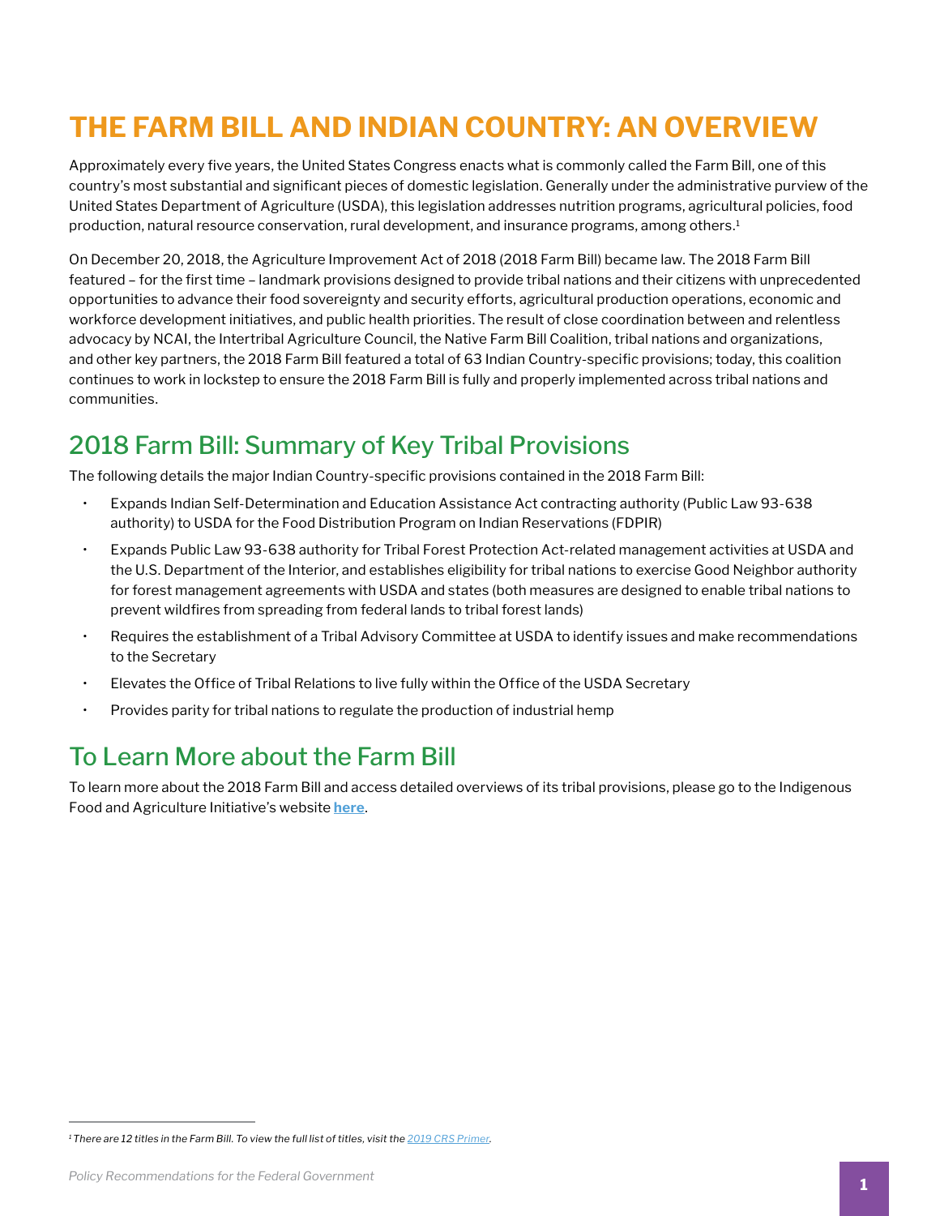# THE FARM BILL AND INDIAN COUNTRY: AN OVERVIEW

Approximately every five years, the United States Congress enacts what is commonly called the Farm Bill, one of this country's most substantial and significant pieces of domestic legislation. Generally under the administrative purview of the United States Department of Agriculture (USDA), this legislation addresses nutrition programs, agricultural policies, food production, natural resource conservation, rural development, and insurance programs, among others.[1]

On December 20, 2018, the Agriculture Improvement Act of 2018 (2018 Farm Bill) became law. The 2018 Farm Bill featured – for the first time – landmark provisions designed to provide tribal nations and their citizens with unprecedented opportunities to advance their food sovereignty and security efforts, agricultural production operations, economic and workforce development initiatives, and public health priorities. The result of close coordination between and relentless advocacy by NCAI, the Intertribal Agriculture Council, the Native Farm Bill Coalition, tribal nations and organizations, and other key partners, the 2018 Farm Bill featured a total of 63 Indian Country-specific provisions; today, this coalition continues to work in lockstep to ensure the 2018 Farm Bill is fully and properly implemented across tribal nations and communities.

## 2018 Farm Bill: Summary of Key Tribal Provisions

The following details the major Indian Country-specific provisions contained in the 2018 Farm Bill:

- Expands Indian Self-Determination and Education Assistance Act contracting authority (Public Law 93-638 authority) to USDA for the Food Distribution Program on Indian Reservations (FDPIR)
- Expands Public Law 93-638 authority for Tribal Forest Protection Act-related management activities at USDA and the U.S. Department of the Interior, and establishes eligibility for tribal nations to exercise Good Neighbor authority for forest management agreements with USDA and states (both measures are designed to enable tribal nations to prevent wildfires from spreading from federal lands to tribal forest lands)
- Requires the establishment of a Tribal Advisory Committee at USDA to identify issues and make recommendations to the Secretary
- Elevates the Office of Tribal Relations to live fully within the Office of the USDA Secretary
- Provides parity for tribal nations to regulate the production of industrial hemp

## To Learn More about the Farm Bill

To learn more about the 2018 Farm Bill and access detailed overviews of its tribal provisions, please go to the Indigenous Food and Agriculture Initiative's website **here**.

---

[1] *There are 12 titles in the Farm Bill. To view the full list of titles, visit the 2019 CRS Primer.*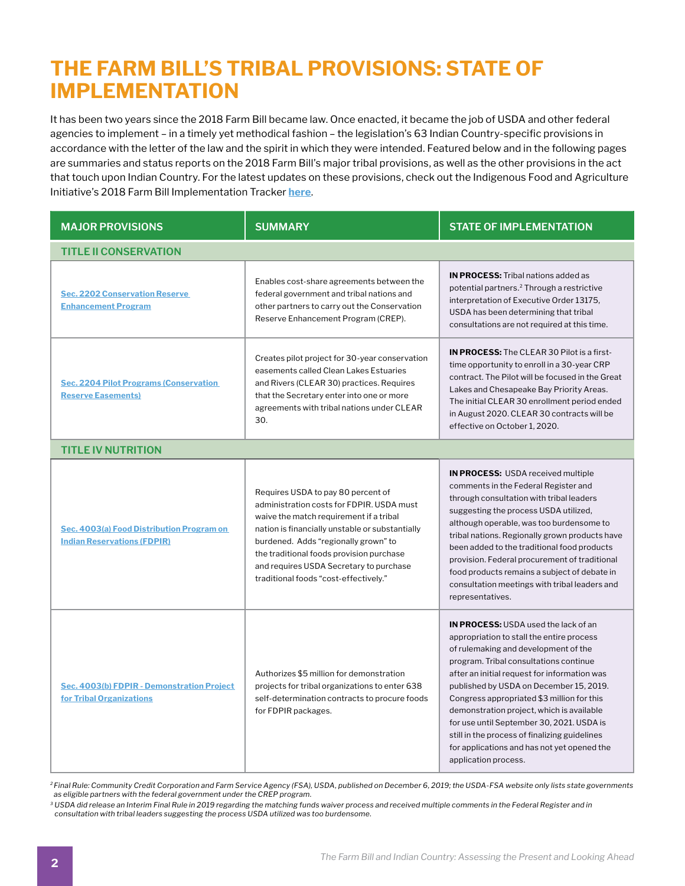# THE FARM BILL'S TRIBAL PROVISIONS: STATE OF IMPLEMENTATION

It has been two years since the 2018 Farm Bill became law. Once enacted, it became the job of USDA and other federal agencies to implement – in a timely yet methodical fashion – the legislation's 63 Indian Country-specific provisions in accordance with the letter of the law and the spirit in which they were intended. Featured below and in the following pages are summaries and status reports on the 2018 Farm Bill's major tribal provisions, as well as the other provisions in the act that touch upon Indian Country. For the latest updates on these provisions, check out the Indigenous Food and Agriculture Initiative's 2018 Farm Bill Implementation Tracker here.

| MAJOR PROVISIONS | SUMMARY | STATE OF IMPLEMENTATION |
|---|---|---|
| **TITLE II CONSERVATION** | | |
| Sec. 2202 Conservation Reserve Enhancement Program | Enables cost-share agreements between the federal government and tribal nations and other partners to carry out the Conservation Reserve Enhancement Program (CREP). | **IN PROCESS:** Tribal nations added as potential partners.[2] Through a restrictive interpretation of Executive Order 13175, USDA has been determining that tribal consultations are not required at this time. |
| Sec. 2204 Pilot Programs (Conservation Reserve Easements) | Creates pilot project for 30-year conservation easements called Clean Lakes Estuaries and Rivers (CLEAR 30) practices. Requires that the Secretary enter into one or more agreements with tribal nations under CLEAR 30. | **IN PROCESS:** The CLEAR 30 Pilot is a first-time opportunity to enroll in a 30-year CRP contract. The Pilot will be focused in the Great Lakes and Chesapeake Bay Priority Areas. The initial CLEAR 30 enrollment period ended in August 2020. CLEAR 30 contracts will be effective on October 1, 2020. |
| **TITLE IV NUTRITION** | | |
| Sec. 4003(a) Food Distribution Program on Indian Reservations (FDPIR) | Requires USDA to pay 80 percent of administration costs for FDPIR. USDA must waive the match requirement if a tribal nation is financially unstable or substantially burdened. Adds "regionally grown" to the traditional foods provision purchase and requires USDA Secretary to purchase traditional foods "cost-effectively." | **IN PROCESS:** USDA received multiple comments in the Federal Register and through consultation with tribal leaders suggesting the process USDA utilized, although operable, was too burdensome to tribal nations. Regionally grown products have been added to the traditional food products provision. Federal procurement of traditional food products remains a subject of debate in consultation meetings with tribal leaders and representatives. |
| Sec. 4003(b) FDPIR - Demonstration Project for Tribal Organizations | Authorizes $5 million for demonstration projects for tribal organizations to enter 638 self-determination contracts to procure foods for FDPIR packages. | **IN PROCESS:** USDA used the lack of an appropriation to stall the entire process of rulemaking and development of the program. Tribal consultations continue after an initial request for information was published by USDA on December 15, 2019. Congress appropriated $3 million for this demonstration project, which is available for use until September 30, 2021. USDA is still in the process of finalizing guidelines for applications and has not yet opened the application process. |

[2] *Final Rule: Community Credit Corporation and Farm Service Agency (FSA), USDA, published on December 6, 2019; the USDA-FSA website only lists state governments as eligible partners with the federal government under the CREP program.*

[3] *USDA did release an Interim Final Rule in 2019 regarding the matching funds waiver process and received multiple comments in the Federal Register and in consultation with tribal leaders suggesting the process USDA utilized was too burdensome.*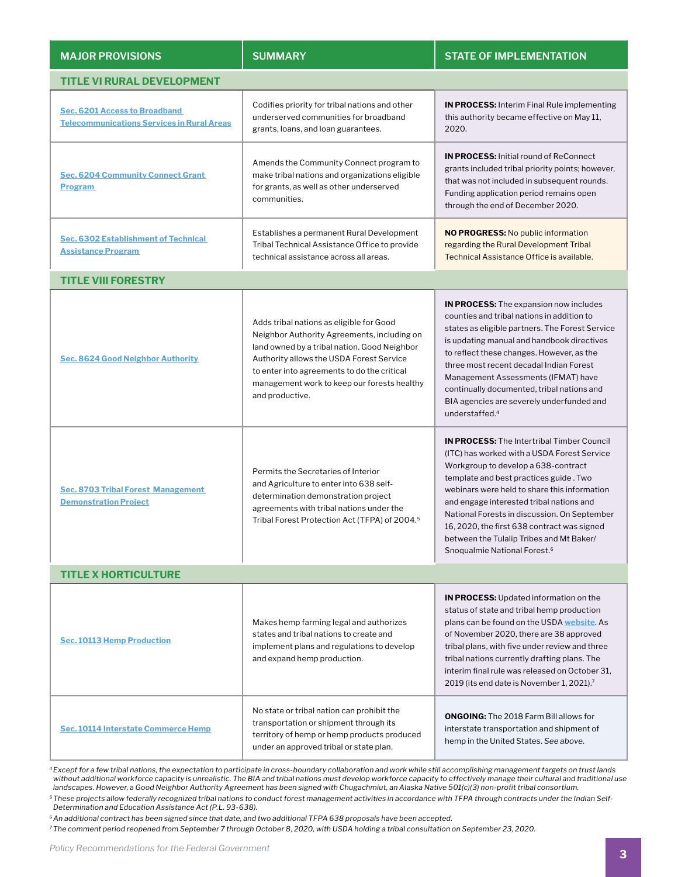| MAJOR PROVISIONS | SUMMARY | STATE OF IMPLEMENTATION |
|---|---|---|
| **TITLE VI RURAL DEVELOPMENT** | | |
| Sec. 6201 Access to Broadband Telecommunications Services in Rural Areas | Codifies priority for tribal nations and other underserved communities for broadband grants, loans, and loan guarantees. | **IN PROCESS:** Interim Final Rule implementing this authority became effective on May 11, 2020. |
| Sec. 6204 Community Connect Grant Program | Amends the Community Connect program to make tribal nations and organizations eligible for grants, as well as other underserved communities. | **IN PROCESS:** Initial round of ReConnect grants included tribal priority points; however, that was not included in subsequent rounds. Funding application period remains open through the end of December 2020. |
| Sec. 6302 Establishment of Technical Assistance Program | Establishes a permanent Rural Development Tribal Technical Assistance Office to provide technical assistance across all areas. | **NO PROGRESS:** No public information regarding the Rural Development Tribal Technical Assistance Office is available. |
| **TITLE VIII FORESTRY** | | |
| Sec. 8624 Good Neighbor Authority | Adds tribal nations as eligible for Good Neighbor Authority Agreements, including on land owned by a tribal nation. Good Neighbor Authority allows the USDA Forest Service to enter into agreements to do the critical management work to keep our forests healthy and productive. | **IN PROCESS:** The expansion now includes counties and tribal nations in addition to states as eligible partners. The Forest Service is updating manual and handbook directives to reflect these changes. However, as the three most recent decadal Indian Forest Management Assessments (IFMAT) have continually documented, tribal nations and BIA agencies are severely underfunded and understaffed.[4] |
| Sec. 8703 Tribal Forest Management Demonstration Project | Permits the Secretaries of Interior and Agriculture to enter into 638 self-determination demonstration project agreements with tribal nations under the Tribal Forest Protection Act (TFPA) of 2004.[5] | **IN PROCESS:** The Intertribal Timber Council (ITC) has worked with a USDA Forest Service Workgroup to develop a 638-contract template and best practices guide. Two webinars were held to share this information and engage interested tribal nations and National Forests in discussion. On September 16, 2020, the first 638 contract was signed between the Tulalip Tribes and Mt Baker/ Snoqualmie National Forest.[6] |
| **TITLE X HORTICULTURE** | | |
| Sec. 10113 Hemp Production | Makes hemp farming legal and authorizes states and tribal nations to create and implement plans and regulations to develop and expand hemp production. | **IN PROCESS:** Updated information on the status of state and tribal hemp production plans can be found on the USDA website. As of November 2020, there are 38 approved tribal plans, with five under review and three tribal nations currently drafting plans. The interim final rule was released on October 31, 2019 (its end date is November 1, 2021).[7] |
| Sec. 10114 Interstate Commerce Hemp | No state or tribal nation can prohibit the transportation or shipment through its territory of hemp or hemp products produced under an approved tribal or state plan. | **ONGOING:** The 2018 Farm Bill allows for interstate transportation and shipment of hemp in the United States. *See above.* |

*[4] Except for a few tribal nations, the expectation to participate in cross-boundary collaboration and work while still accomplishing management targets on trust lands without additional workforce capacity is unrealistic. The BIA and tribal nations must develop workforce capacity to effectively manage their cultural and traditional use landscapes. However, a Good Neighbor Authority Agreement has been signed with Chugachmiut, an Alaska Native 501(c)(3) non-profit tribal consortium.*

*[5] These projects allow federally recognized tribal nations to conduct forest management activities in accordance with TFPA through contracts under the Indian Self-Determination and Education Assistance Act (P.L. 93-638).*

*[6] An additional contract has been signed since that date, and two additional TFPA 638 proposals have been accepted.*

*[7] The comment period reopened from September 7 through October 8, 2020, with USDA holding a tribal consultation on September 23, 2020.*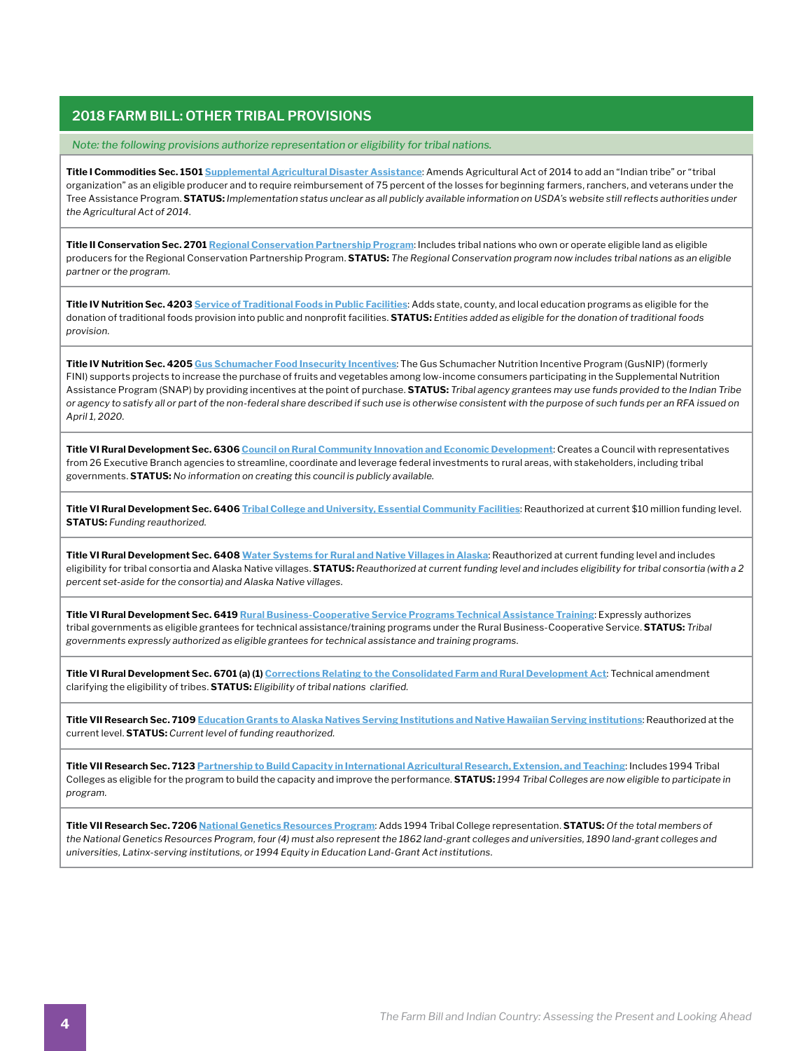## 2018 FARM BILL: OTHER TRIBAL PROVISIONS

*Note: the following provisions authorize representation or eligibility for tribal nations.*

**Title I Commodities Sec. 1501** Supplemental Agricultural Disaster Assistance: Amends Agricultural Act of 2014 to add an "Indian tribe" or "tribal organization" as an eligible producer and to require reimbursement of 75 percent of the losses for beginning farmers, ranchers, and veterans under the Tree Assistance Program. **STATUS:** *Implementation status unclear as all publicly available information on USDA's website still reflects authorities under the Agricultural Act of 2014.*

**Title II Conservation Sec. 2701** Regional Conservation Partnership Program: Includes tribal nations who own or operate eligible land as eligible producers for the Regional Conservation Partnership Program. **STATUS:** *The Regional Conservation program now includes tribal nations as an eligible partner or the program.*

**Title IV Nutrition Sec. 4203** Service of Traditional Foods in Public Facilities: Adds state, county, and local education programs as eligible for the donation of traditional foods provision into public and nonprofit facilities. **STATUS:** *Entities added as eligible for the donation of traditional foods provision.*

**Title IV Nutrition Sec. 4205** Gus Schumacher Food Insecurity Incentives: The Gus Schumacher Nutrition Incentive Program (GusNIP) (formerly FINI) supports projects to increase the purchase of fruits and vegetables among low-income consumers participating in the Supplemental Nutrition Assistance Program (SNAP) by providing incentives at the point of purchase. **STATUS:** *Tribal agency grantees may use funds provided to the Indian Tribe or agency to satisfy all or part of the non-federal share described if such use is otherwise consistent with the purpose of such funds per an RFA issued on April 1, 2020.*

**Title VI Rural Development Sec. 6306** Council on Rural Community Innovation and Economic Development: Creates a Council with representatives from 26 Executive Branch agencies to streamline, coordinate and leverage federal investments to rural areas, with stakeholders, including tribal governments. **STATUS:** *No information on creating this council is publicly available.*

**Title VI Rural Development Sec. 6406** Tribal College and University, Essential Community Facilities: Reauthorized at current $10 million funding level. **STATUS:** *Funding reauthorized.*

**Title VI Rural Development Sec. 6408** Water Systems for Rural and Native Villages in Alaska: Reauthorized at current funding level and includes eligibility for tribal consortia and Alaska Native villages. **STATUS:** *Reauthorized at current funding level and includes eligibility for tribal consortia (with a 2 percent set-aside for the consortia) and Alaska Native villages.*

**Title VI Rural Development Sec. 6419** Rural Business-Cooperative Service Programs Technical Assistance Training: Expressly authorizes tribal governments as eligible grantees for technical assistance/training programs under the Rural Business-Cooperative Service. **STATUS:** *Tribal governments expressly authorized as eligible grantees for technical assistance and training programs.*

**Title VI Rural Development Sec. 6701 (a) (1)** Corrections Relating to the Consolidated Farm and Rural Development Act: Technical amendment clarifying the eligibility of tribes. **STATUS:** *Eligibility of tribal nations clarified.*

**Title VII Research Sec. 7109** Education Grants to Alaska Natives Serving Institutions and Native Hawaiian Serving institutions: Reauthorized at the current level. **STATUS:** *Current level of funding reauthorized.*

**Title VII Research Sec. 7123** Partnership to Build Capacity in International Agricultural Research, Extension, and Teaching: Includes 1994 Tribal Colleges as eligible for the program to build the capacity and improve the performance. **STATUS:** *1994 Tribal Colleges are now eligible to participate in program.*

**Title VII Research Sec. 7206** National Genetics Resources Program: Adds 1994 Tribal College representation. **STATUS:** *Of the total members of the National Genetics Resources Program, four (4) must also represent the 1862 land-grant colleges and universities, 1890 land-grant colleges and universities, Latinx-serving institutions, or 1994 Equity in Education Land-Grant Act institutions.*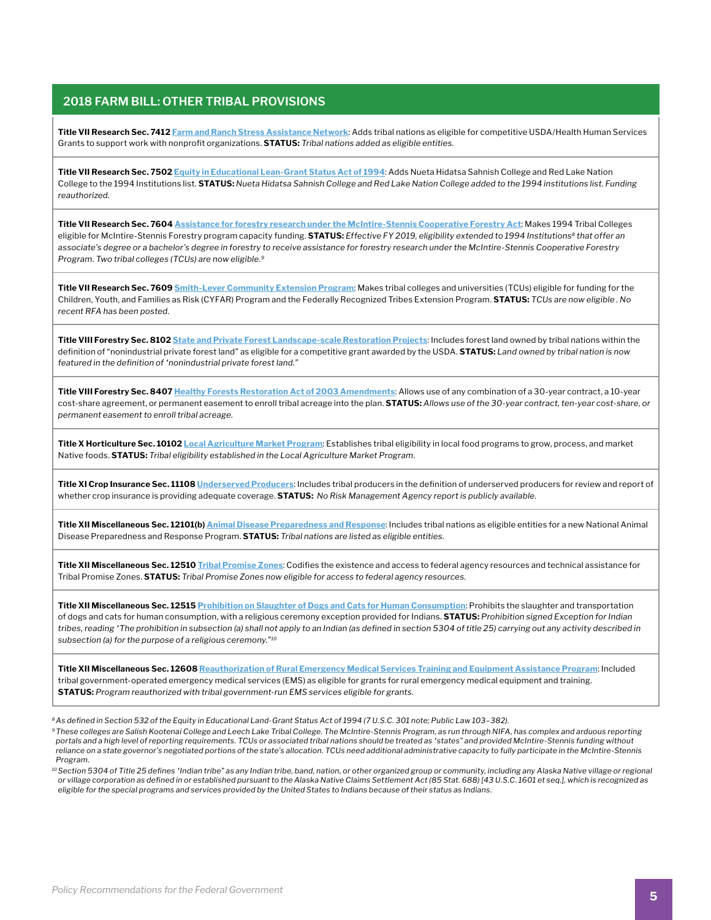## 2018 FARM BILL: OTHER TRIBAL PROVISIONS

**Title VII Research Sec. 7412** Farm and Ranch Stress Assistance Network: Adds tribal nations as eligible for competitive USDA/Health Human Services Grants to support work with nonprofit organizations. **STATUS:** *Tribal nations added as eligible entities.*

**Title VII Research Sec. 7502** Equity in Educational Lean-Grant Status Act of 1994: Adds Nueta Hidatsa Sahnish College and Red Lake Nation College to the 1994 Institutions list. **STATUS:** *Nueta Hidatsa Sahnish College and Red Lake Nation College added to the 1994 institutions list. Funding reauthorized.*

**Title VII Research Sec. 7604** Assistance for forestry research under the McIntire-Stennis Cooperative Forestry Act: Makes 1994 Tribal Colleges eligible for McIntire-Stennis Forestry program capacity funding. **STATUS:** *Effective FY 2019, eligibility extended to 1994 Institutions[8] that offer an associate's degree or a bachelor's degree in forestry to receive assistance for forestry research under the McIntire-Stennis Cooperative Forestry Program. Two tribal colleges (TCUs) are now eligible.[9]*

**Title VII Research Sec. 7609** Smith-Lever Community Extension Program: Makes tribal colleges and universities (TCUs) eligible for funding for the Children, Youth, and Families as Risk (CYFAR) Program and the Federally Recognized Tribes Extension Program. **STATUS:** *TCUs are now eligible . No recent RFA has been posted.*

**Title VIII Forestry Sec. 8102** State and Private Forest Landscape-scale Restoration Projects: Includes forest land owned by tribal nations within the definition of "nonindustrial private forest land" as eligible for a competitive grant awarded by the USDA. **STATUS:** *Land owned by tribal nation is now featured in the definition of 'nonindustrial private forest land."*

**Title VIII Forestry Sec. 8407** Healthy Forests Restoration Act of 2003 Amendments: Allows use of any combination of a 30-year contract, a 10-year cost-share agreement, or permanent easement to enroll tribal acreage into the plan. **STATUS:** *Allows use of the 30-year contract, ten-year cost-share, or permanent easement to enroll tribal acreage.*

**Title X Horticulture Sec. 10102** Local Agriculture Market Program: Establishes tribal eligibility in local food programs to grow, process, and market Native foods. **STATUS:** *Tribal eligibility established in the Local Agriculture Market Program.*

**Title XI Crop Insurance Sec. 11108** Underserved Producers: Includes tribal producers in the definition of underserved producers for review and report of whether crop insurance is providing adequate coverage. **STATUS:** *No Risk Management Agency report is publicly available.*

**Title XII Miscellaneous Sec. 12101(b)** Animal Disease Preparedness and Response: Includes tribal nations as eligible entities for a new National Animal Disease Preparedness and Response Program. **STATUS:** *Tribal nations are listed as eligible entities.*

**Title XII Miscellaneous Sec. 12510** Tribal Promise Zones: Codifies the existence and access to federal agency resources and technical assistance for Tribal Promise Zones. **STATUS:** *Tribal Promise Zones now eligible for access to federal agency resources.*

**Title XII Miscellaneous Sec. 12515** Prohibition on Slaughter of Dogs and Cats for Human Consumption: Prohibits the slaughter and transportation of dogs and cats for human consumption, with a religious ceremony exception provided for Indians. **STATUS:** *Prohibition signed Exception for Indian tribes, reading 'The prohibition in subsection (a) shall not apply to an Indian (as defined in section 5304 of title 25) carrying out any activity described in subsection (a) for the purpose of a religious ceremony."[10]*

**Title XII Miscellaneous Sec. 12608** Reauthorization of Rural Emergency Medical Services Training and Equipment Assistance Program: Included tribal government-operated emergency medical services (EMS) as eligible for grants for rural emergency medical equipment and training. **STATUS:** *Program reauthorized with tribal government-run EMS services eligible for grants.*

---

[8] *As defined in Section 532 of the Equity in Educational Land-Grant Status Act of 1994 (7 U.S.C. 301 note; Public Law 103–382).*

[9] *These colleges are Salish Kootenai College and Leech Lake Tribal College. The McIntire-Stennis Program, as run through NIFA, has complex and arduous reporting portals and a high level of reporting requirements. TCUs or associated tribal nations should be treated as 'states" and provided McIntire-Stennis funding without reliance on a state governor's negotiated portions of the state's allocation. TCUs need additional administrative capacity to fully participate in the McIntire-Stennis Program.*

[10] *Section 5304 of Title 25 defines 'Indian tribe" as any Indian tribe, band, nation, or other organized group or community, including any Alaska Native village or regional or village corporation as defined in or established pursuant to the Alaska Native Claims Settlement Act (85 Stat. 688) [43 U.S.C. 1601 et seq.], which is recognized as eligible for the special programs and services provided by the United States to Indians because of their status as Indians.*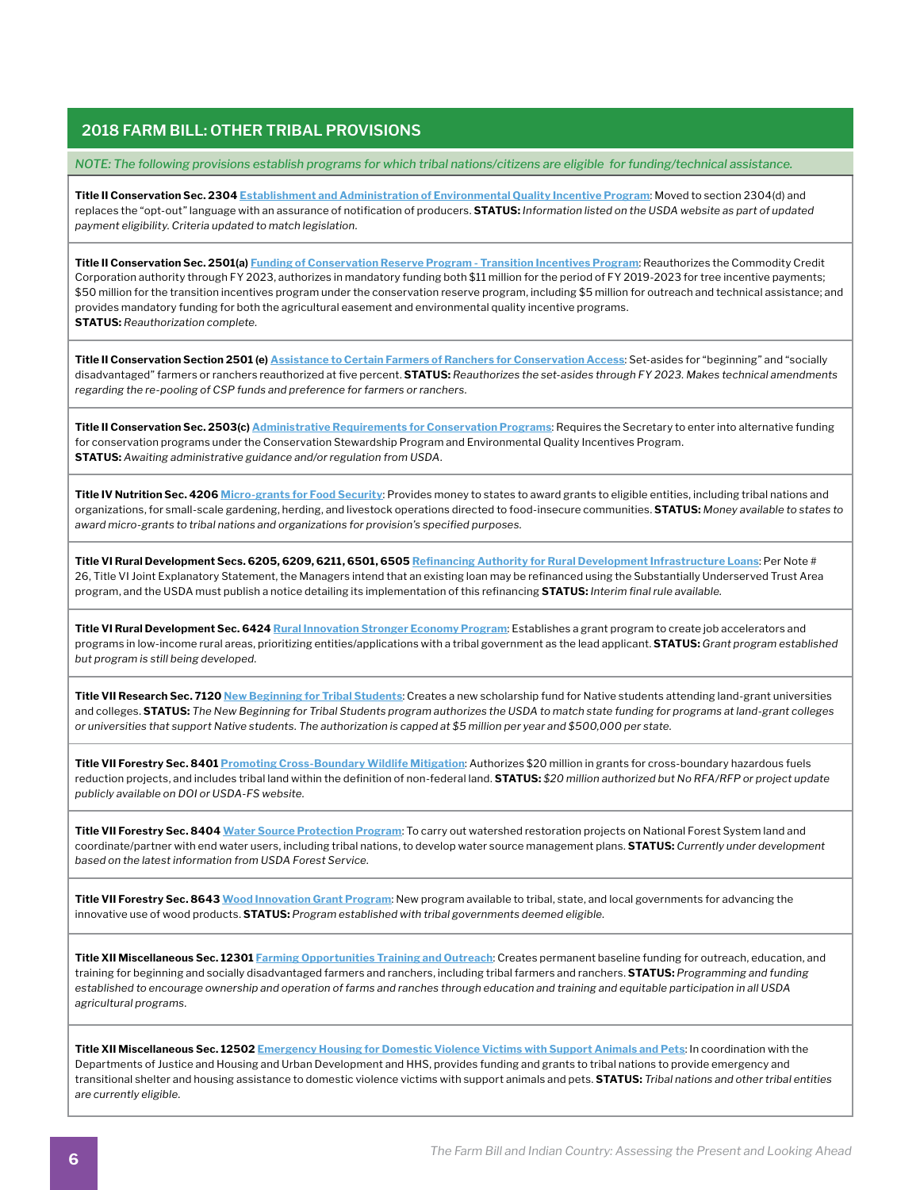## 2018 FARM BILL: OTHER TRIBAL PROVISIONS

*NOTE: The following provisions establish programs for which tribal nations/citizens are eligible for funding/technical assistance.*

**Title II Conservation Sec. 2304** Establishment and Administration of Environmental Quality Incentive Program: Moved to section 2304(d) and replaces the "opt-out" language with an assurance of notification of producers. **STATUS:** *Information listed on the USDA website as part of updated payment eligibility. Criteria updated to match legislation.*

**Title II Conservation Sec. 2501(a)** Funding of Conservation Reserve Program - Transition Incentives Program: Reauthorizes the Commodity Credit Corporation authority through FY 2023, authorizes in mandatory funding both $11 million for the period of FY 2019-2023 for tree incentive payments; $50 million for the transition incentives program under the conservation reserve program, including $5 million for outreach and technical assistance; and provides mandatory funding for both the agricultural easement and environmental quality incentive programs.
**STATUS:** *Reauthorization complete.*

**Title II Conservation Section 2501 (e)** Assistance to Certain Farmers of Ranchers for Conservation Access: Set-asides for "beginning" and "socially disadvantaged" farmers or ranchers reauthorized at five percent. **STATUS:** *Reauthorizes the set-asides through FY 2023. Makes technical amendments regarding the re-pooling of CSP funds and preference for farmers or ranchers.*

**Title II Conservation Sec. 2503(c)** Administrative Requirements for Conservation Programs: Requires the Secretary to enter into alternative funding for conservation programs under the Conservation Stewardship Program and Environmental Quality Incentives Program.
**STATUS:** *Awaiting administrative guidance and/or regulation from USDA.*

**Title IV Nutrition Sec. 4206** Micro-grants for Food Security: Provides money to states to award grants to eligible entities, including tribal nations and organizations, for small-scale gardening, herding, and livestock operations directed to food-insecure communities. **STATUS:** *Money available to states to award micro-grants to tribal nations and organizations for provision's specified purposes.*

**Title VI Rural Development Secs. 6205, 6209, 6211, 6501, 6505** Refinancing Authority for Rural Development Infrastructure Loans: Per Note # 26, Title VI Joint Explanatory Statement, the Managers intend that an existing loan may be refinanced using the Substantially Underserved Trust Area program, and the USDA must publish a notice detailing its implementation of this refinancing **STATUS:** *Interim final rule available.*

**Title VI Rural Development Sec. 6424** Rural Innovation Stronger Economy Program: Establishes a grant program to create job accelerators and programs in low-income rural areas, prioritizing entities/applications with a tribal government as the lead applicant. **STATUS:** *Grant program established but program is still being developed.*

**Title VII Research Sec. 7120** New Beginning for Tribal Students: Creates a new scholarship fund for Native students attending land-grant universities and colleges. **STATUS:** *The New Beginning for Tribal Students program authorizes the USDA to match state funding for programs at land-grant colleges or universities that support Native students. The authorization is capped at $5 million per year and $500,000 per state.*

**Title VII Forestry Sec. 8401** Promoting Cross-Boundary Wildlife Mitigation: Authorizes $20 million in grants for cross-boundary hazardous fuels reduction projects, and includes tribal land within the definition of non-federal land. **STATUS:** *$20 million authorized but No RFA/RFP or project update publicly available on DOI or USDA-FS website.*

**Title VII Forestry Sec. 8404** Water Source Protection Program: To carry out watershed restoration projects on National Forest System land and coordinate/partner with end water users, including tribal nations, to develop water source management plans. **STATUS:** *Currently under development based on the latest information from USDA Forest Service.*

**Title VII Forestry Sec. 8643** Wood Innovation Grant Program: New program available to tribal, state, and local governments for advancing the innovative use of wood products. **STATUS:** *Program established with tribal governments deemed eligible.*

**Title XII Miscellaneous Sec. 12301** Farming Opportunities Training and Outreach: Creates permanent baseline funding for outreach, education, and training for beginning and socially disadvantaged farmers and ranchers, including tribal farmers and ranchers. **STATUS:** *Programming and funding established to encourage ownership and operation of farms and ranches through education and training and equitable participation in all USDA agricultural programs.*

**Title XII Miscellaneous Sec. 12502** Emergency Housing for Domestic Violence Victims with Support Animals and Pets: In coordination with the Departments of Justice and Housing and Urban Development and HHS, provides funding and grants to tribal nations to provide emergency and transitional shelter and housing assistance to domestic violence victims with support animals and pets. **STATUS:** *Tribal nations and other tribal entities are currently eligible.*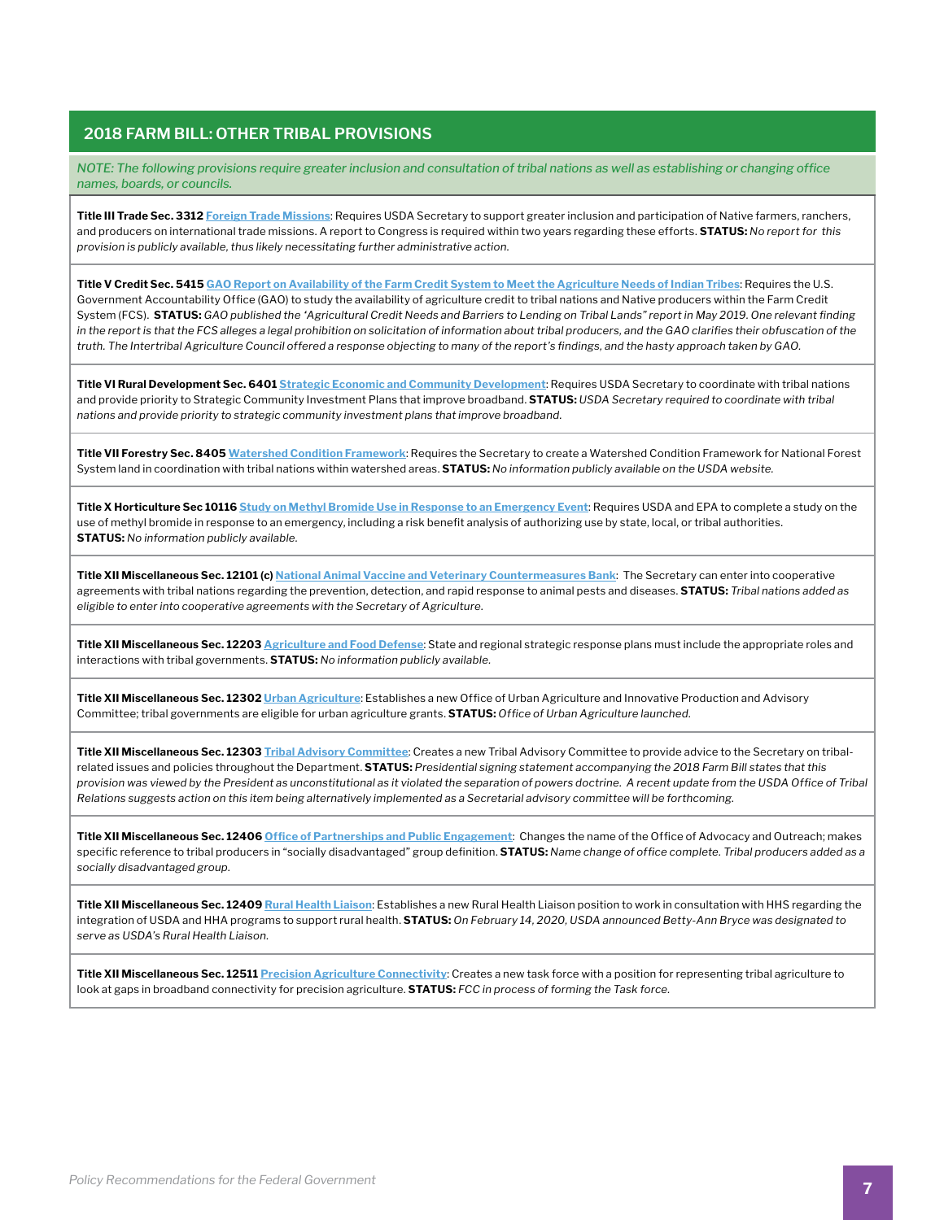## 2018 FARM BILL: OTHER TRIBAL PROVISIONS

*NOTE: The following provisions require greater inclusion and consultation of tribal nations as well as establishing or changing office names, boards, or councils.*

**Title III Trade Sec. 3312** Foreign Trade Missions: Requires USDA Secretary to support greater inclusion and participation of Native farmers, ranchers, and producers on international trade missions. A report to Congress is required within two years regarding these efforts. **STATUS:** *No report for this provision is publicly available, thus likely necessitating further administrative action.*

**Title V Credit Sec. 5415** GAO Report on Availability of the Farm Credit System to Meet the Agriculture Needs of Indian Tribes: Requires the U.S. Government Accountability Office (GAO) to study the availability of agriculture credit to tribal nations and Native producers within the Farm Credit System (FCS). **STATUS:** *GAO published the 'Agricultural Credit Needs and Barriers to Lending on Tribal Lands" report in May 2019. One relevant finding in the report is that the FCS alleges a legal prohibition on solicitation of information about tribal producers, and the GAO clarifies their obfuscation of the truth. The Intertribal Agriculture Council offered a response objecting to many of the report's findings, and the hasty approach taken by GAO.*

**Title VI Rural Development Sec. 6401** Strategic Economic and Community Development: Requires USDA Secretary to coordinate with tribal nations and provide priority to Strategic Community Investment Plans that improve broadband. **STATUS:** *USDA Secretary required to coordinate with tribal nations and provide priority to strategic community investment plans that improve broadband.*

**Title VII Forestry Sec. 8405** Watershed Condition Framework: Requires the Secretary to create a Watershed Condition Framework for National Forest System land in coordination with tribal nations within watershed areas. **STATUS:** *No information publicly available on the USDA website.*

**Title X Horticulture Sec 10116** Study on Methyl Bromide Use in Response to an Emergency Event: Requires USDA and EPA to complete a study on the use of methyl bromide in response to an emergency, including a risk benefit analysis of authorizing use by state, local, or tribal authorities. **STATUS:** *No information publicly available.*

**Title XII Miscellaneous Sec. 12101 (c)** National Animal Vaccine and Veterinary Countermeasures Bank: The Secretary can enter into cooperative agreements with tribal nations regarding the prevention, detection, and rapid response to animal pests and diseases. **STATUS:** *Tribal nations added as eligible to enter into cooperative agreements with the Secretary of Agriculture.*

**Title XII Miscellaneous Sec. 12203** Agriculture and Food Defense: State and regional strategic response plans must include the appropriate roles and interactions with tribal governments. **STATUS:** *No information publicly available.*

**Title XII Miscellaneous Sec. 12302** Urban Agriculture: Establishes a new Office of Urban Agriculture and Innovative Production and Advisory Committee; tribal governments are eligible for urban agriculture grants. **STATUS:** *Office of Urban Agriculture launched.*

**Title XII Miscellaneous Sec. 12303** Tribal Advisory Committee: Creates a new Tribal Advisory Committee to provide advice to the Secretary on tribal-related issues and policies throughout the Department. **STATUS:** *Presidential signing statement accompanying the 2018 Farm Bill states that this provision was viewed by the President as unconstitutional as it violated the separation of powers doctrine. A recent update from the USDA Office of Tribal Relations suggests action on this item being alternatively implemented as a Secretarial advisory committee will be forthcoming.*

**Title XII Miscellaneous Sec. 12406** Office of Partnerships and Public Engagement: Changes the name of the Office of Advocacy and Outreach; makes specific reference to tribal producers in "socially disadvantaged" group definition. **STATUS:** *Name change of office complete. Tribal producers added as a socially disadvantaged group.*

**Title XII Miscellaneous Sec. 12409** Rural Health Liaison: Establishes a new Rural Health Liaison position to work in consultation with HHS regarding the integration of USDA and HHA programs to support rural health. **STATUS:** *On February 14, 2020, USDA announced Betty-Ann Bryce was designated to serve as USDA's Rural Health Liaison.*

**Title XII Miscellaneous Sec. 12511** Precision Agriculture Connectivity: Creates a new task force with a position for representing tribal agriculture to look at gaps in broadband connectivity for precision agriculture. **STATUS:** *FCC in process of forming the Task force.*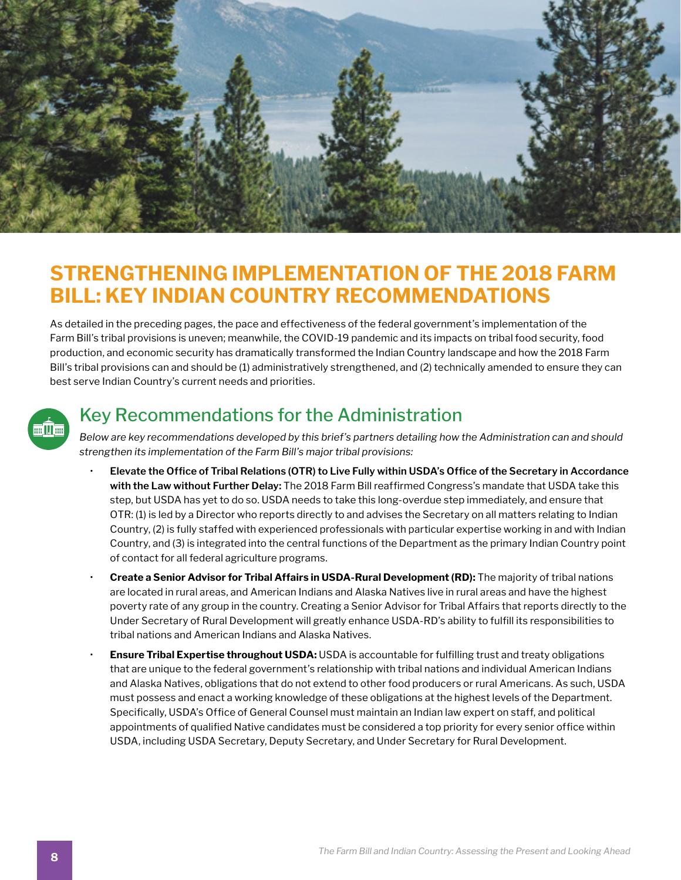# STRENGTHENING IMPLEMENTATION OF THE 2018 FARM BILL: KEY INDIAN COUNTRY RECOMMENDATIONS

As detailed in the preceding pages, the pace and effectiveness of the federal government's implementation of the Farm Bill's tribal provisions is uneven; meanwhile, the COVID-19 pandemic and its impacts on tribal food security, food production, and economic security has dramatically transformed the Indian Country landscape and how the 2018 Farm Bill's tribal provisions can and should be (1) administratively strengthened, and (2) technically amended to ensure they can best serve Indian Country's current needs and priorities.

## Key Recommendations for the Administration

*Below are key recommendations developed by this brief's partners detailing how the Administration can and should strengthen its implementation of the Farm Bill's major tribal provisions:*

- **Elevate the Office of Tribal Relations (OTR) to Live Fully within USDA's Office of the Secretary in Accordance with the Law without Further Delay:** The 2018 Farm Bill reaffirmed Congress's mandate that USDA take this step, but USDA has yet to do so. USDA needs to take this long-overdue step immediately, and ensure that OTR: (1) is led by a Director who reports directly to and advises the Secretary on all matters relating to Indian Country, (2) is fully staffed with experienced professionals with particular expertise working in and with Indian Country, and (3) is integrated into the central functions of the Department as the primary Indian Country point of contact for all federal agriculture programs.
- **Create a Senior Advisor for Tribal Affairs in USDA-Rural Development (RD):** The majority of tribal nations are located in rural areas, and American Indians and Alaska Natives live in rural areas and have the highest poverty rate of any group in the country. Creating a Senior Advisor for Tribal Affairs that reports directly to the Under Secretary of Rural Development will greatly enhance USDA-RD's ability to fulfill its responsibilities to tribal nations and American Indians and Alaska Natives.
- **Ensure Tribal Expertise throughout USDA:** USDA is accountable for fulfilling trust and treaty obligations that are unique to the federal government's relationship with tribal nations and individual American Indians and Alaska Natives, obligations that do not extend to other food producers or rural Americans. As such, USDA must possess and enact a working knowledge of these obligations at the highest levels of the Department. Specifically, USDA's Office of General Counsel must maintain an Indian law expert on staff, and political appointments of qualified Native candidates must be considered a top priority for every senior office within USDA, including USDA Secretary, Deputy Secretary, and Under Secretary for Rural Development.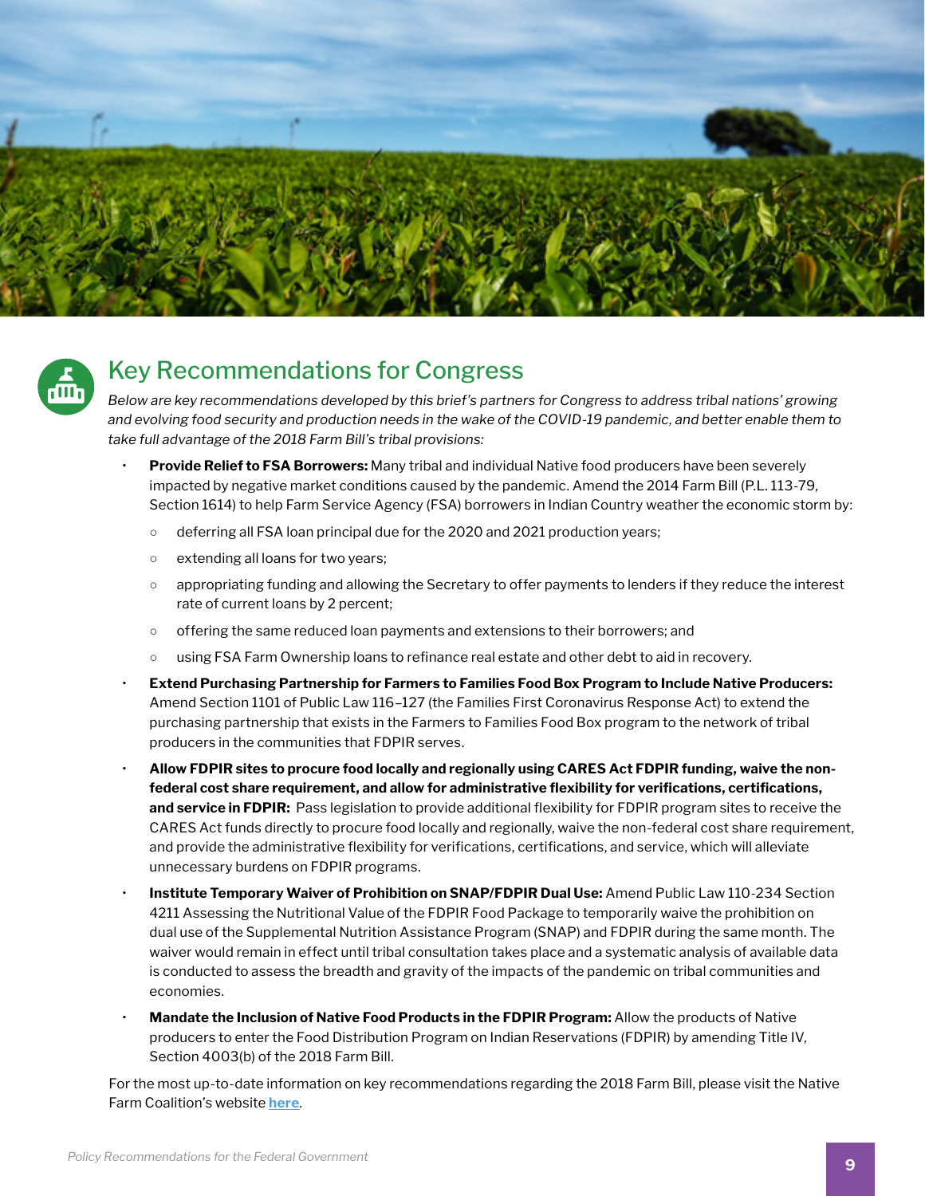## Key Recommendations for Congress

*Below are key recommendations developed by this brief's partners for Congress to address tribal nations' growing and evolving food security and production needs in the wake of the COVID-19 pandemic, and better enable them to take full advantage of the 2018 Farm Bill's tribal provisions:*

- **Provide Relief to FSA Borrowers:** Many tribal and individual Native food producers have been severely impacted by negative market conditions caused by the pandemic. Amend the 2014 Farm Bill (P.L. 113-79, Section 1614) to help Farm Service Agency (FSA) borrowers in Indian Country weather the economic storm by:
  - deferring all FSA loan principal due for the 2020 and 2021 production years;
  - extending all loans for two years;
  - appropriating funding and allowing the Secretary to offer payments to lenders if they reduce the interest rate of current loans by 2 percent;
  - offering the same reduced loan payments and extensions to their borrowers; and
  - using FSA Farm Ownership loans to refinance real estate and other debt to aid in recovery.
- **Extend Purchasing Partnership for Farmers to Families Food Box Program to Include Native Producers:** Amend Section 1101 of Public Law 116–127 (the Families First Coronavirus Response Act) to extend the purchasing partnership that exists in the Farmers to Families Food Box program to the network of tribal producers in the communities that FDPIR serves.
- **Allow FDPIR sites to procure food locally and regionally using CARES Act FDPIR funding, waive the non-federal cost share requirement, and allow for administrative flexibility for verifications, certifications, and service in FDPIR:** Pass legislation to provide additional flexibility for FDPIR program sites to receive the CARES Act funds directly to procure food locally and regionally, waive the non-federal cost share requirement, and provide the administrative flexibility for verifications, certifications, and service, which will alleviate unnecessary burdens on FDPIR programs.
- **Institute Temporary Waiver of Prohibition on SNAP/FDPIR Dual Use:** Amend Public Law 110-234 Section 4211 Assessing the Nutritional Value of the FDPIR Food Package to temporarily waive the prohibition on dual use of the Supplemental Nutrition Assistance Program (SNAP) and FDPIR during the same month. The waiver would remain in effect until tribal consultation takes place and a systematic analysis of available data is conducted to assess the breadth and gravity of the impacts of the pandemic on tribal communities and economies.
- **Mandate the Inclusion of Native Food Products in the FDPIR Program:** Allow the products of Native producers to enter the Food Distribution Program on Indian Reservations (FDPIR) by amending Title IV, Section 4003(b) of the 2018 Farm Bill.

For the most up-to-date information on key recommendations regarding the 2018 Farm Bill, please visit the Native Farm Coalition's website **here**.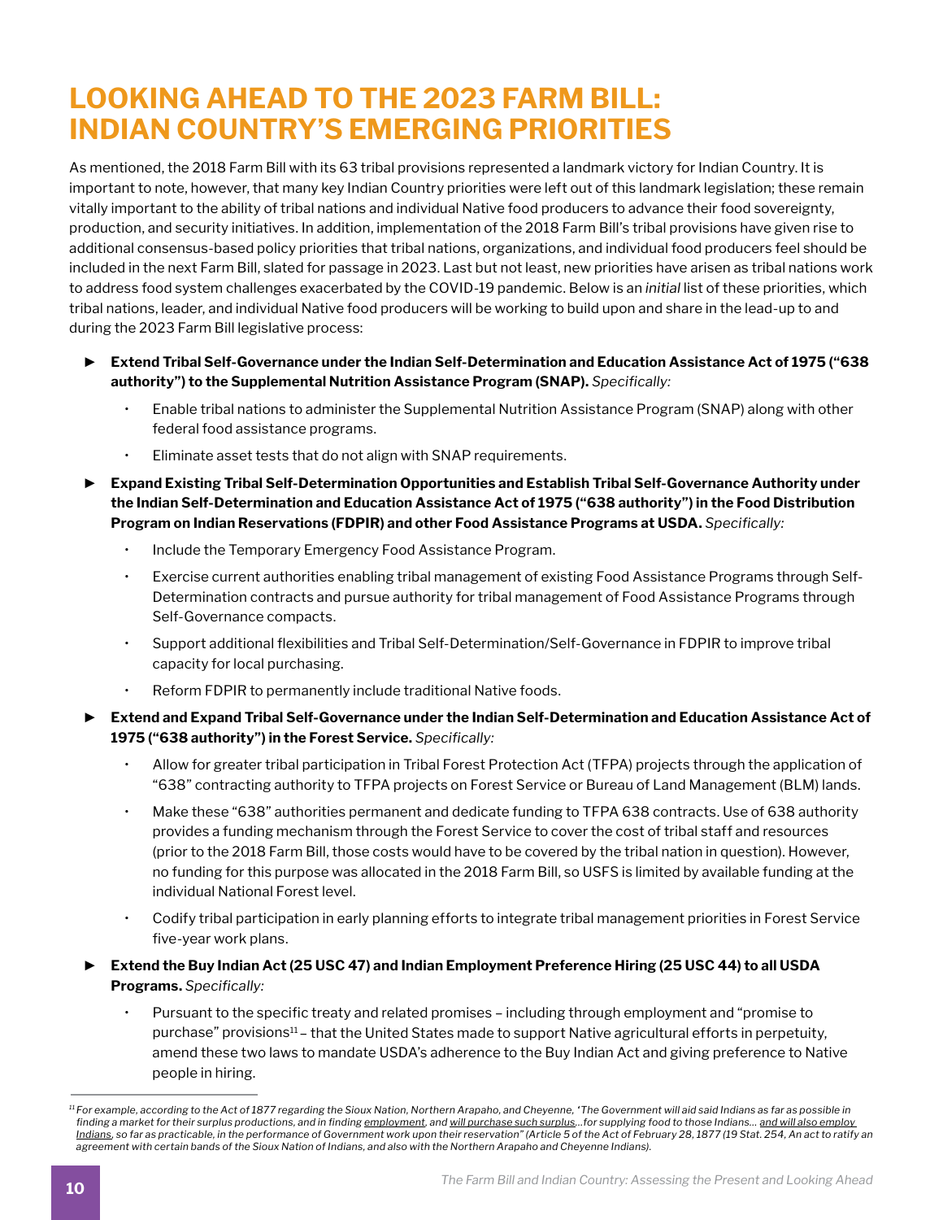# LOOKING AHEAD TO THE 2023 FARM BILL: INDIAN COUNTRY'S EMERGING PRIORITIES

As mentioned, the 2018 Farm Bill with its 63 tribal provisions represented a landmark victory for Indian Country. It is important to note, however, that many key Indian Country priorities were left out of this landmark legislation; these remain vitally important to the ability of tribal nations and individual Native food producers to advance their food sovereignty, production, and security initiatives. In addition, implementation of the 2018 Farm Bill's tribal provisions have given rise to additional consensus-based policy priorities that tribal nations, organizations, and individual food producers feel should be included in the next Farm Bill, slated for passage in 2023. Last but not least, new priorities have arisen as tribal nations work to address food system challenges exacerbated by the COVID-19 pandemic. Below is an *initial* list of these priorities, which tribal nations, leader, and individual Native food producers will be working to build upon and share in the lead-up to and during the 2023 Farm Bill legislative process:

- **Extend Tribal Self-Governance under the Indian Self-Determination and Education Assistance Act of 1975 ("638 authority") to the Supplemental Nutrition Assistance Program (SNAP).** *Specifically:*
  - Enable tribal nations to administer the Supplemental Nutrition Assistance Program (SNAP) along with other federal food assistance programs.
  - Eliminate asset tests that do not align with SNAP requirements.
- **Expand Existing Tribal Self-Determination Opportunities and Establish Tribal Self-Governance Authority under the Indian Self-Determination and Education Assistance Act of 1975 ("638 authority") in the Food Distribution Program on Indian Reservations (FDPIR) and other Food Assistance Programs at USDA.** *Specifically:*
  - Include the Temporary Emergency Food Assistance Program.
  - Exercise current authorities enabling tribal management of existing Food Assistance Programs through Self-Determination contracts and pursue authority for tribal management of Food Assistance Programs through Self-Governance compacts.
  - Support additional flexibilities and Tribal Self-Determination/Self-Governance in FDPIR to improve tribal capacity for local purchasing.
  - Reform FDPIR to permanently include traditional Native foods.
- **Extend and Expand Tribal Self-Governance under the Indian Self-Determination and Education Assistance Act of 1975 ("638 authority") in the Forest Service.** *Specifically:*
  - Allow for greater tribal participation in Tribal Forest Protection Act (TFPA) projects through the application of "638" contracting authority to TFPA projects on Forest Service or Bureau of Land Management (BLM) lands.
  - Make these "638" authorities permanent and dedicate funding to TFPA 638 contracts. Use of 638 authority provides a funding mechanism through the Forest Service to cover the cost of tribal staff and resources (prior to the 2018 Farm Bill, those costs would have to be covered by the tribal nation in question). However, no funding for this purpose was allocated in the 2018 Farm Bill, so USFS is limited by available funding at the individual National Forest level.
  - Codify tribal participation in early planning efforts to integrate tribal management priorities in Forest Service five-year work plans.
- **Extend the Buy Indian Act (25 USC 47) and Indian Employment Preference Hiring (25 USC 44) to all USDA Programs.** *Specifically:*
  - Pursuant to the specific treaty and related promises – including through employment and "promise to purchase" provisions[11] – that the United States made to support Native agricultural efforts in perpetuity, amend these two laws to mandate USDA's adherence to the Buy Indian Act and giving preference to Native people in hiring.

---

[11] *For example, according to the Act of 1877 regarding the Sioux Nation, Northern Arapaho, and Cheyenne, "The Government will aid said Indians as far as possible in finding a market for their surplus productions, and in finding employment, and will purchase such surplus...for supplying food to those Indians... and will also employ Indians, so far as practicable, in the performance of Government work upon their reservation" (Article 5 of the Act of February 28, 1877 (19 Stat. 254, An act to ratify an agreement with certain bands of the Sioux Nation of Indians, and also with the Northern Arapaho and Cheyenne Indians).*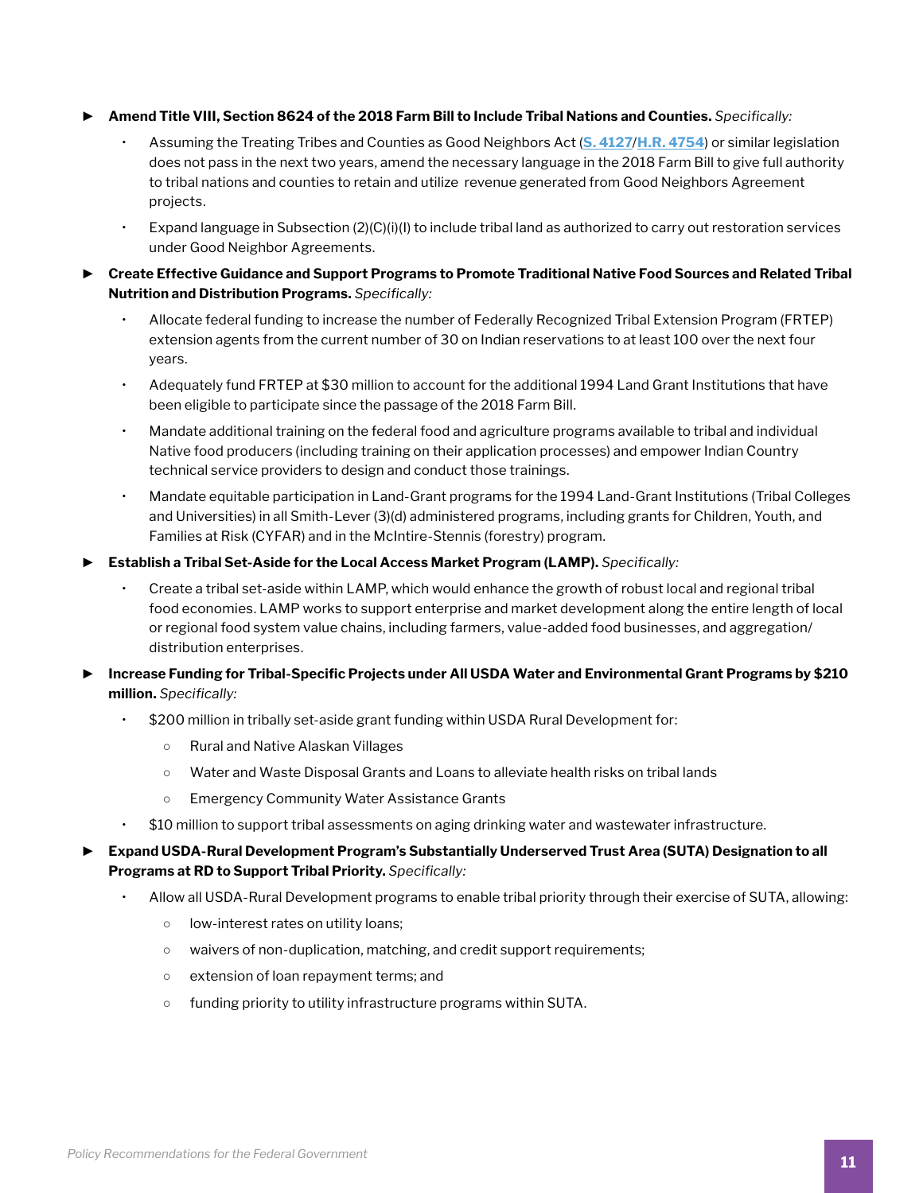- **Amend Title VIII, Section 8624 of the 2018 Farm Bill to Include Tribal Nations and Counties.** *Specifically:*
  - Assuming the Treating Tribes and Counties as Good Neighbors Act (**S. 4127**/**H.R. 4754**) or similar legislation does not pass in the next two years, amend the necessary language in the 2018 Farm Bill to give full authority to tribal nations and counties to retain and utilize revenue generated from Good Neighbors Agreement projects.
  - Expand language in Subsection (2)(C)(i)(I) to include tribal land as authorized to carry out restoration services under Good Neighbor Agreements.
- **Create Effective Guidance and Support Programs to Promote Traditional Native Food Sources and Related Tribal Nutrition and Distribution Programs.** *Specifically:*
  - Allocate federal funding to increase the number of Federally Recognized Tribal Extension Program (FRTEP) extension agents from the current number of 30 on Indian reservations to at least 100 over the next four years.
  - Adequately fund FRTEP at $30 million to account for the additional 1994 Land Grant Institutions that have been eligible to participate since the passage of the 2018 Farm Bill.
  - Mandate additional training on the federal food and agriculture programs available to tribal and individual Native food producers (including training on their application processes) and empower Indian Country technical service providers to design and conduct those trainings.
  - Mandate equitable participation in Land-Grant programs for the 1994 Land-Grant Institutions (Tribal Colleges and Universities) in all Smith-Lever (3)(d) administered programs, including grants for Children, Youth, and Families at Risk (CYFAR) and in the McIntire-Stennis (forestry) program.
- **Establish a Tribal Set-Aside for the Local Access Market Program (LAMP).** *Specifically:*
  - Create a tribal set-aside within LAMP, which would enhance the growth of robust local and regional tribal food economies. LAMP works to support enterprise and market development along the entire length of local or regional food system value chains, including farmers, value-added food businesses, and aggregation/distribution enterprises.
- **Increase Funding for Tribal-Specific Projects under All USDA Water and Environmental Grant Programs by $210 million.** *Specifically:*
  - $200 million in tribally set-aside grant funding within USDA Rural Development for:
    - Rural and Native Alaskan Villages
    - Water and Waste Disposal Grants and Loans to alleviate health risks on tribal lands
    - Emergency Community Water Assistance Grants
  - $10 million to support tribal assessments on aging drinking water and wastewater infrastructure.
- **Expand USDA-Rural Development Program's Substantially Underserved Trust Area (SUTA) Designation to all Programs at RD to Support Tribal Priority.** *Specifically:*
  - Allow all USDA-Rural Development programs to enable tribal priority through their exercise of SUTA, allowing:
    - low-interest rates on utility loans;
    - waivers of non-duplication, matching, and credit support requirements;
    - extension of loan repayment terms; and
    - funding priority to utility infrastructure programs within SUTA.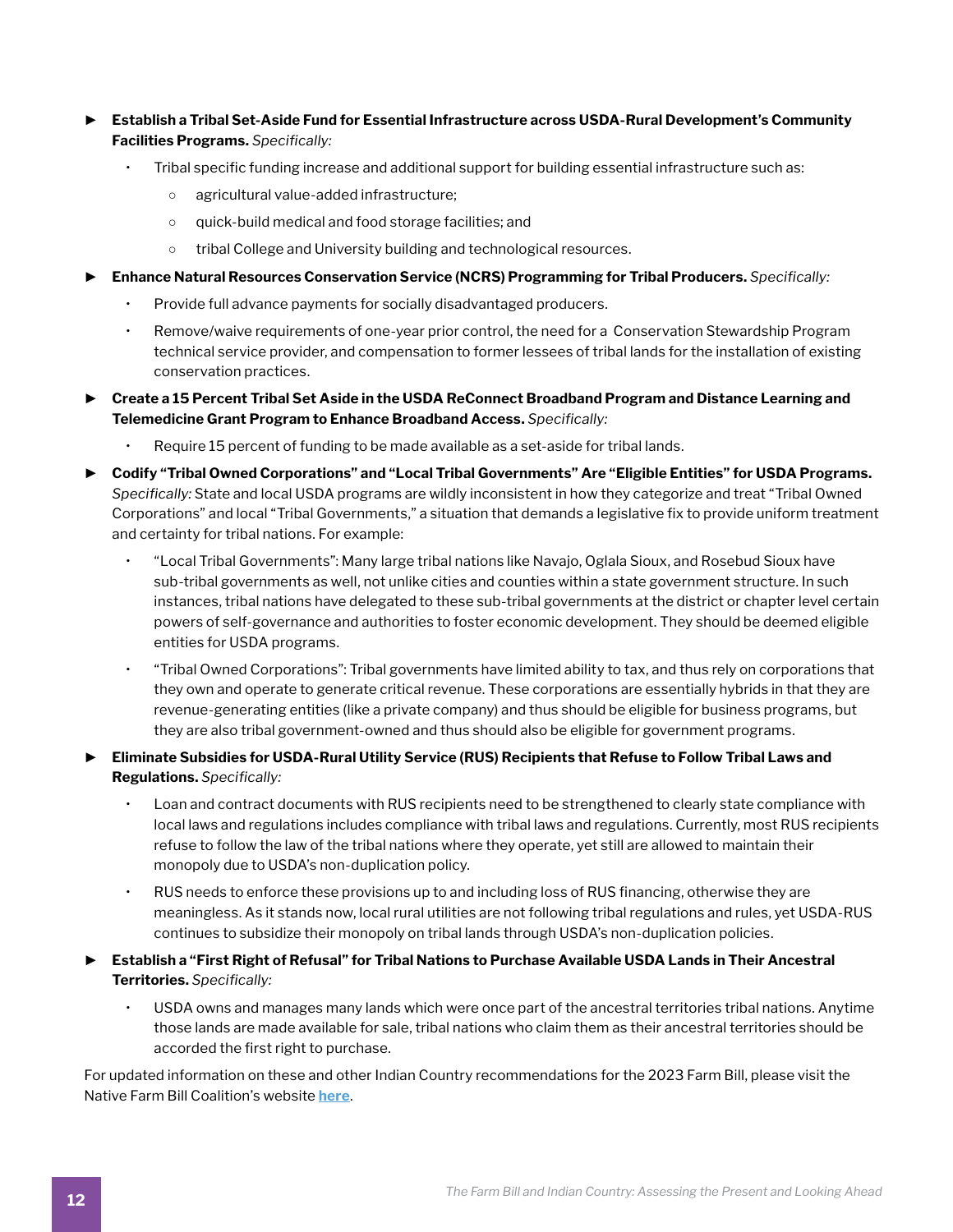- **Establish a Tribal Set-Aside Fund for Essential Infrastructure across USDA-Rural Development's Community Facilities Programs.** *Specifically:*
  - Tribal specific funding increase and additional support for building essential infrastructure such as:
    - agricultural value-added infrastructure;
    - quick-build medical and food storage facilities; and
    - tribal College and University building and technological resources.
- **Enhance Natural Resources Conservation Service (NCRS) Programming for Tribal Producers.** *Specifically:*
  - Provide full advance payments for socially disadvantaged producers.
  - Remove/waive requirements of one-year prior control, the need for a Conservation Stewardship Program technical service provider, and compensation to former lessees of tribal lands for the installation of existing conservation practices.
- **Create a 15 Percent Tribal Set Aside in the USDA ReConnect Broadband Program and Distance Learning and Telemedicine Grant Program to Enhance Broadband Access.** *Specifically:*
  - Require 15 percent of funding to be made available as a set-aside for tribal lands.
- **Codify "Tribal Owned Corporations" and "Local Tribal Governments" Are "Eligible Entities" for USDA Programs.** *Specifically:* State and local USDA programs are wildly inconsistent in how they categorize and treat "Tribal Owned Corporations" and local "Tribal Governments," a situation that demands a legislative fix to provide uniform treatment and certainty for tribal nations. For example:
  - "Local Tribal Governments": Many large tribal nations like Navajo, Oglala Sioux, and Rosebud Sioux have sub-tribal governments as well, not unlike cities and counties within a state government structure. In such instances, tribal nations have delegated to these sub-tribal governments at the district or chapter level certain powers of self-governance and authorities to foster economic development. They should be deemed eligible entities for USDA programs.
  - "Tribal Owned Corporations": Tribal governments have limited ability to tax, and thus rely on corporations that they own and operate to generate critical revenue. These corporations are essentially hybrids in that they are revenue-generating entities (like a private company) and thus should be eligible for business programs, but they are also tribal government-owned and thus should also be eligible for government programs.
- **Eliminate Subsidies for USDA-Rural Utility Service (RUS) Recipients that Refuse to Follow Tribal Laws and Regulations.** *Specifically:*
  - Loan and contract documents with RUS recipients need to be strengthened to clearly state compliance with local laws and regulations includes compliance with tribal laws and regulations. Currently, most RUS recipients refuse to follow the law of the tribal nations where they operate, yet still are allowed to maintain their monopoly due to USDA's non-duplication policy.
  - RUS needs to enforce these provisions up to and including loss of RUS financing, otherwise they are meaningless. As it stands now, local rural utilities are not following tribal regulations and rules, yet USDA-RUS continues to subsidize their monopoly on tribal lands through USDA's non-duplication policies.
- **Establish a "First Right of Refusal" for Tribal Nations to Purchase Available USDA Lands in Their Ancestral Territories.** *Specifically:*
  - USDA owns and manages many lands which were once part of the ancestral territories tribal nations. Anytime those lands are made available for sale, tribal nations who claim them as their ancestral territories should be accorded the first right to purchase.

For updated information on these and other Indian Country recommendations for the 2023 Farm Bill, please visit the Native Farm Bill Coalition's website **here**.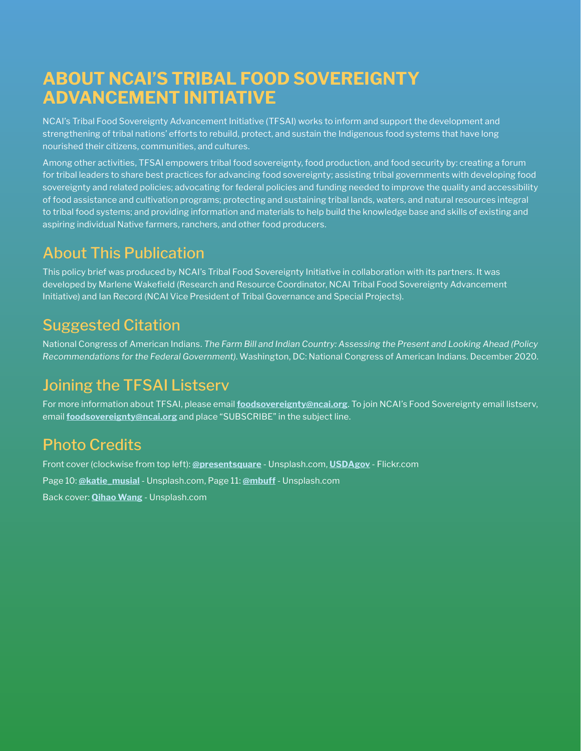# ABOUT NCAI'S TRIBAL FOOD SOVEREIGNTY ADVANCEMENT INITIATIVE

NCAI's Tribal Food Sovereignty Advancement Initiative (TFSAI) works to inform and support the development and strengthening of tribal nations' efforts to rebuild, protect, and sustain the Indigenous food systems that have long nourished their citizens, communities, and cultures.

Among other activities, TFSAI empowers tribal food sovereignty, food production, and food security by: creating a forum for tribal leaders to share best practices for advancing food sovereignty; assisting tribal governments with developing food sovereignty and related policies; advocating for federal policies and funding needed to improve the quality and accessibility of food assistance and cultivation programs; protecting and sustaining tribal lands, waters, and natural resources integral to tribal food systems; and providing information and materials to help build the knowledge base and skills of existing and aspiring individual Native farmers, ranchers, and other food producers.

## About This Publication

This policy brief was produced by NCAI's Tribal Food Sovereignty Initiative in collaboration with its partners. It was developed by Marlene Wakefield (Research and Resource Coordinator, NCAI Tribal Food Sovereignty Advancement Initiative) and Ian Record (NCAI Vice President of Tribal Governance and Special Projects).

## Suggested Citation

National Congress of American Indians. *The Farm Bill and Indian Country: Assessing the Present and Looking Ahead (Policy Recommendations for the Federal Government).* Washington, DC: National Congress of American Indians. December 2020.

## Joining the TFSAI Listserv

For more information about TFSAI, please email **foodsovereignty@ncai.org**. To join NCAI's Food Sovereignty email listserv, email **foodsovereignty@ncai.org** and place "SUBSCRIBE" in the subject line.

## Photo Credits

Front cover (clockwise from top left): **@presentsquare** - Unsplash.com, **USDAgov** - Flickr.com

Page 10: **@katie_musial** - Unsplash.com, Page 11: **@mbuff** - Unsplash.com

Back cover: **Qihao Wang** - Unsplash.com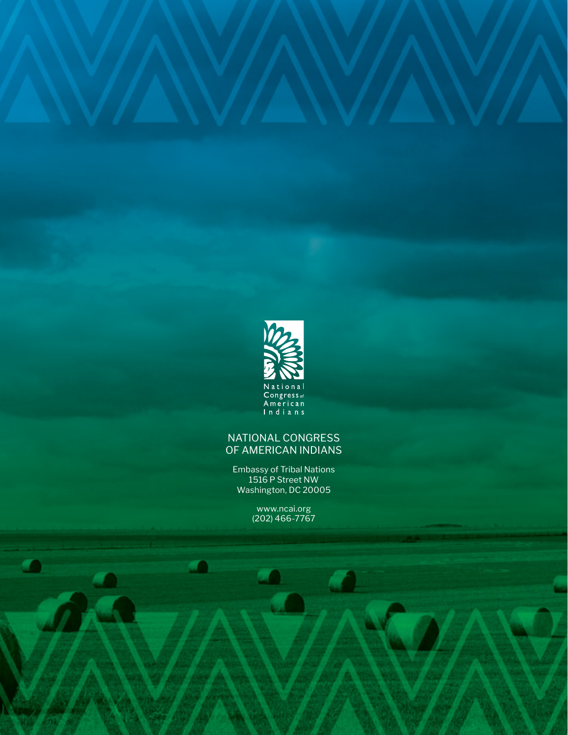National Congress of American Indians

NATIONAL CONGRESS OF AMERICAN INDIANS

Embassy of Tribal Nations
1516 P Street NW
Washington, DC 20005

www.ncai.org
(202) 466-7767